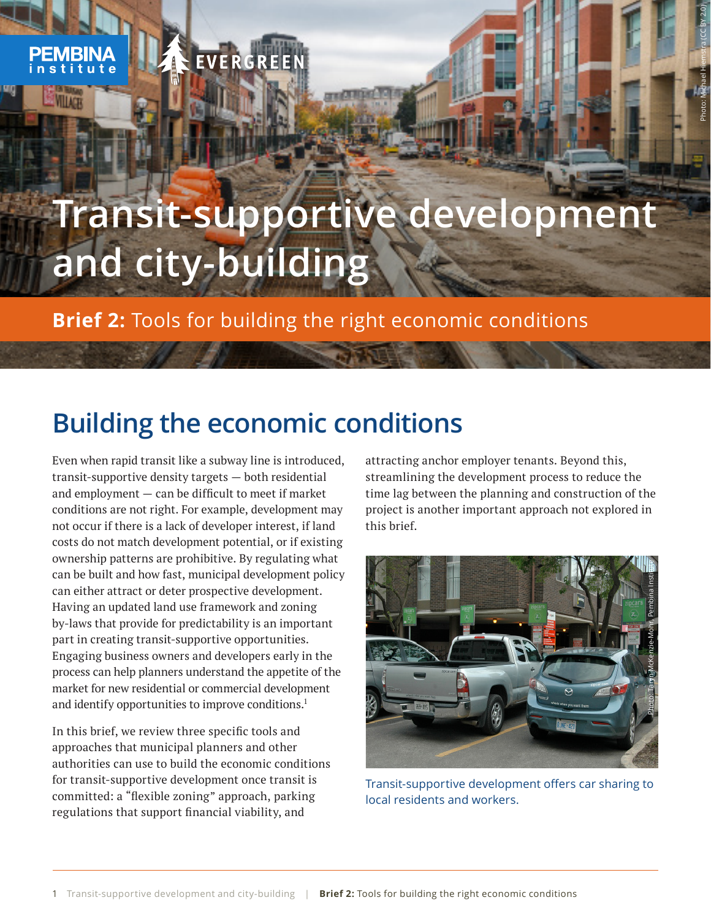# Transit-supportive development and city-building

**Brief 2:** Tools for building the right economic conditions

## Building the economic conditions

Even when rapid transit like a subway line is introduced, transit-supportive density targets — both residential and employment — can be difficult to meet if market conditions are not right. For example, development may not occur if there is a lack of developer interest, if land costs do not match development potential, or if existing ownership patterns are prohibitive. By regulating what can be built and how fast, municipal development policy can either attract or deter prospective development. Having an updated land use framework and zoning by-laws that provide for predictability is an important part in creating transit-supportive opportunities. Engaging business owners and developers early in the process can help planners understand the appetite of the market for new residential or commercial development and identify opportunities to improve conditions.[1]

In this brief, we review three specific tools and approaches that municipal planners and other authorities can use to build the economic conditions for transit-supportive development once transit is committed: a "flexible zoning" approach, parking regulations that support financial viability, and attracting anchor employer tenants. Beyond this, streamlining the development process to reduce the time lag between the planning and construction of the project is another important approach not explored in this brief.

Transit-supportive development offers car sharing to local residents and workers.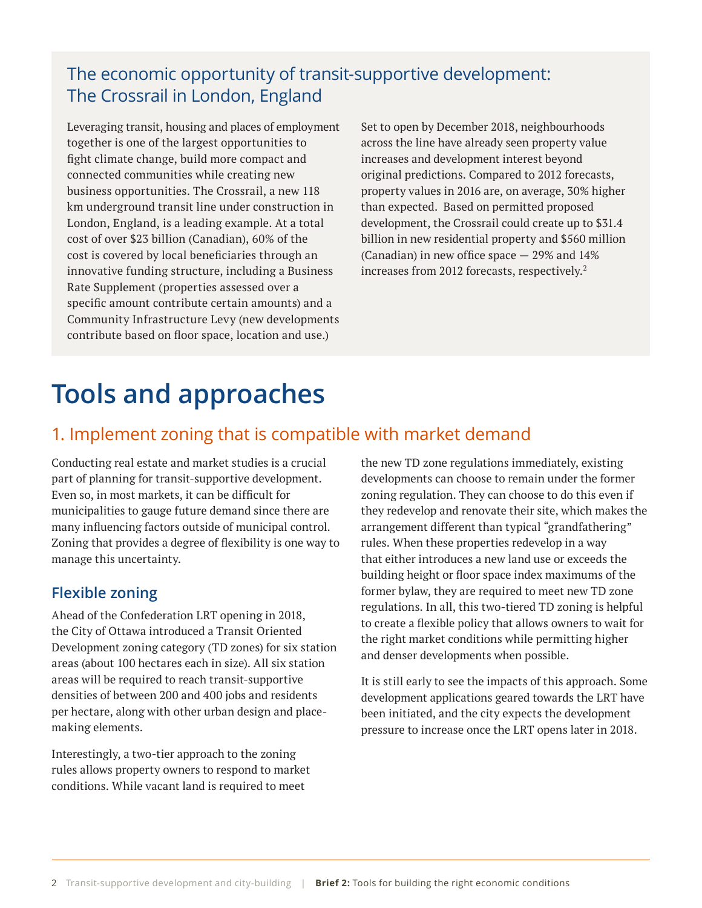## The economic opportunity of transit-supportive development: The Crossrail in London, England

Leveraging transit, housing and places of employment together is one of the largest opportunities to fight climate change, build more compact and connected communities while creating new business opportunities. The Crossrail, a new 118 km underground transit line under construction in London, England, is a leading example. At a total cost of over $23 billion (Canadian), 60% of the cost is covered by local beneficiaries through an innovative funding structure, including a Business Rate Supplement (properties assessed over a specific amount contribute certain amounts) and a Community Infrastructure Levy (new developments contribute based on floor space, location and use.)

Set to open by December 2018, neighbourhoods across the line have already seen property value increases and development interest beyond original predictions. Compared to 2012 forecasts, property values in 2016 are, on average, 30% higher than expected. Based on permitted proposed development, the Crossrail could create up to $31.4 billion in new residential property and $560 million (Canadian) in new office space — 29% and 14% increases from 2012 forecasts, respectively.[2]

# Tools and approaches

## 1. Implement zoning that is compatible with market demand

Conducting real estate and market studies is a crucial part of planning for transit-supportive development. Even so, in most markets, it can be difficult for municipalities to gauge future demand since there are many influencing factors outside of municipal control. Zoning that provides a degree of flexibility is one way to manage this uncertainty.

### Flexible zoning

Ahead of the Confederation LRT opening in 2018, the City of Ottawa introduced a Transit Oriented Development zoning category (TD zones) for six station areas (about 100 hectares each in size). All six station areas will be required to reach transit-supportive densities of between 200 and 400 jobs and residents per hectare, along with other urban design and place-making elements.

Interestingly, a two-tier approach to the zoning rules allows property owners to respond to market conditions. While vacant land is required to meet the new TD zone regulations immediately, existing developments can choose to remain under the former zoning regulation. They can choose to do this even if they redevelop and renovate their site, which makes the arrangement different than typical "grandfathering" rules. When these properties redevelop in a way that either introduces a new land use or exceeds the building height or floor space index maximums of the former bylaw, they are required to meet new TD zone regulations. In all, this two-tiered TD zoning is helpful to create a flexible policy that allows owners to wait for the right market conditions while permitting higher and denser developments when possible.

It is still early to see the impacts of this approach. Some development applications geared towards the LRT have been initiated, and the city expects the development pressure to increase once the LRT opens later in 2018.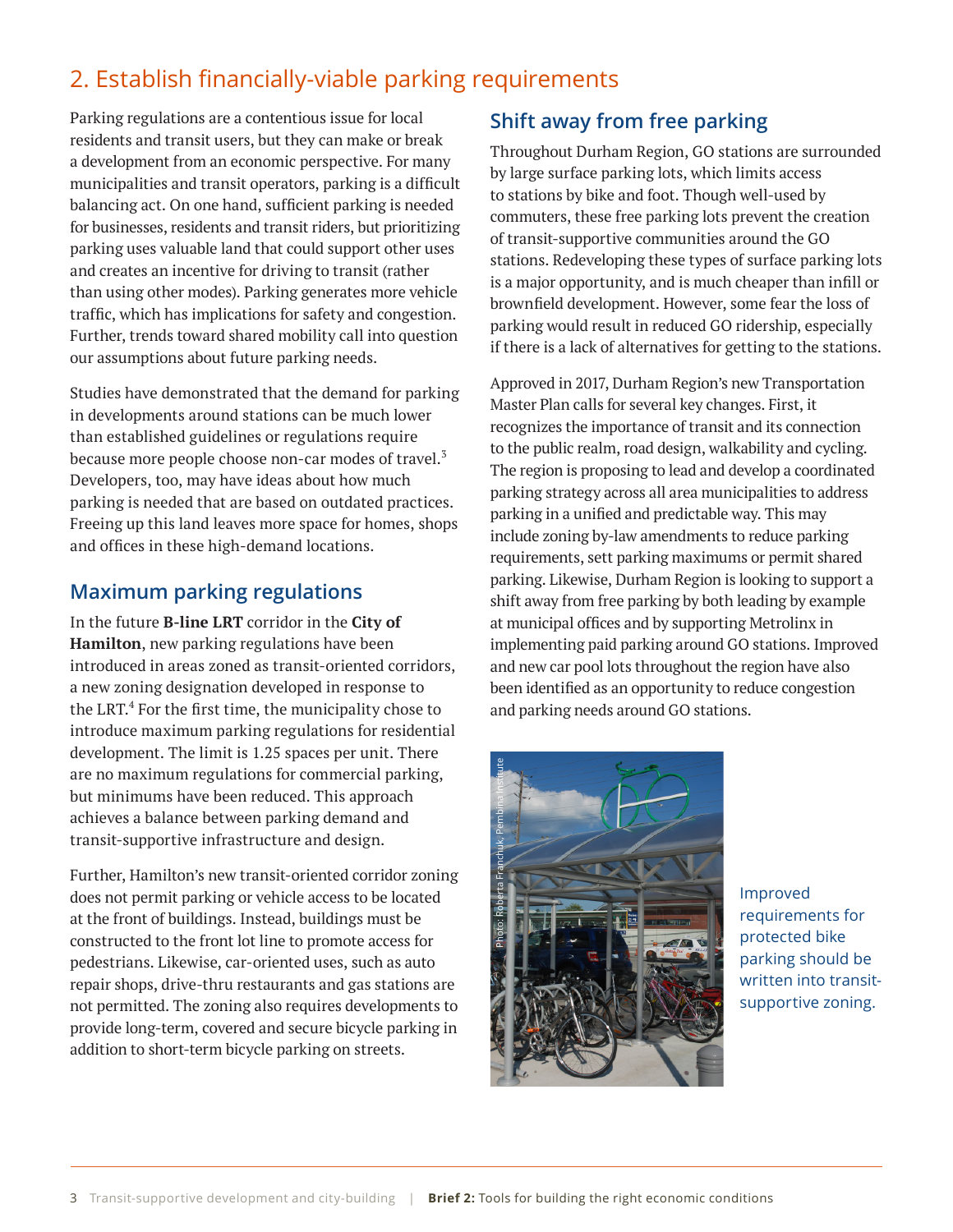## 2. Establish financially-viable parking requirements

Parking regulations are a contentious issue for local residents and transit users, but they can make or break a development from an economic perspective. For many municipalities and transit operators, parking is a difficult balancing act. On one hand, sufficient parking is needed for businesses, residents and transit riders, but prioritizing parking uses valuable land that could support other uses and creates an incentive for driving to transit (rather than using other modes). Parking generates more vehicle traffic, which has implications for safety and congestion. Further, trends toward shared mobility call into question our assumptions about future parking needs.

Studies have demonstrated that the demand for parking in developments around stations can be much lower than established guidelines or regulations require because more people choose non-car modes of travel.[3] Developers, too, may have ideas about how much parking is needed that are based on outdated practices. Freeing up this land leaves more space for homes, shops and offices in these high-demand locations.

### Maximum parking regulations

In the future **B-line LRT** corridor in the **City of Hamilton**, new parking regulations have been introduced in areas zoned as transit-oriented corridors, a new zoning designation developed in response to the LRT.[4] For the first time, the municipality chose to introduce maximum parking regulations for residential development. The limit is 1.25 spaces per unit. There are no maximum regulations for commercial parking, but minimums have been reduced. This approach achieves a balance between parking demand and transit-supportive infrastructure and design.

Further, Hamilton's new transit-oriented corridor zoning does not permit parking or vehicle access to be located at the front of buildings. Instead, buildings must be constructed to the front lot line to promote access for pedestrians. Likewise, car-oriented uses, such as auto repair shops, drive-thru restaurants and gas stations are not permitted. The zoning also requires developments to provide long-term, covered and secure bicycle parking in addition to short-term bicycle parking on streets.

### Shift away from free parking

Throughout Durham Region, GO stations are surrounded by large surface parking lots, which limits access to stations by bike and foot. Though well-used by commuters, these free parking lots prevent the creation of transit-supportive communities around the GO stations. Redeveloping these types of surface parking lots is a major opportunity, and is much cheaper than infill or brownfield development. However, some fear the loss of parking would result in reduced GO ridership, especially if there is a lack of alternatives for getting to the stations.

Approved in 2017, Durham Region's new Transportation Master Plan calls for several key changes. First, it recognizes the importance of transit and its connection to the public realm, road design, walkability and cycling. The region is proposing to lead and develop a coordinated parking strategy across all area municipalities to address parking in a unified and predictable way. This may include zoning by-law amendments to reduce parking requirements, sett parking maximums or permit shared parking. Likewise, Durham Region is looking to support a shift away from free parking by both leading by example at municipal offices and by supporting Metrolinx in implementing paid parking around GO stations. Improved and new car pool lots throughout the region have also been identified as an opportunity to reduce congestion and parking needs around GO stations.

Photo: Roberta Franchuk, Pembina Institute

Improved requirements for protected bike parking should be written into transit-supportive zoning.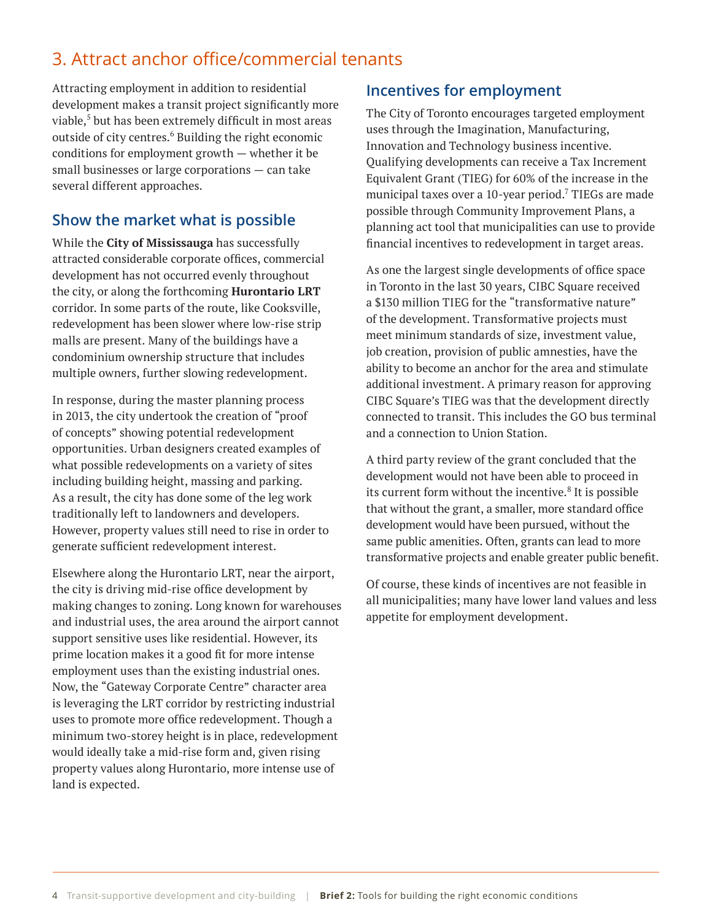## 3. Attract anchor office/commercial tenants

Attracting employment in addition to residential development makes a transit project significantly more viable,[5] but has been extremely difficult in most areas outside of city centres.[6] Building the right economic conditions for employment growth — whether it be small businesses or large corporations — can take several different approaches.

### Show the market what is possible

While the **City of Mississauga** has successfully attracted considerable corporate offices, commercial development has not occurred evenly throughout the city, or along the forthcoming **Hurontario LRT** corridor. In some parts of the route, like Cooksville, redevelopment has been slower where low-rise strip malls are present. Many of the buildings have a condominium ownership structure that includes multiple owners, further slowing redevelopment.

In response, during the master planning process in 2013, the city undertook the creation of "proof of concepts" showing potential redevelopment opportunities. Urban designers created examples of what possible redevelopments on a variety of sites including building height, massing and parking. As a result, the city has done some of the leg work traditionally left to landowners and developers. However, property values still need to rise in order to generate sufficient redevelopment interest.

Elsewhere along the Hurontario LRT, near the airport, the city is driving mid-rise office development by making changes to zoning. Long known for warehouses and industrial uses, the area around the airport cannot support sensitive uses like residential. However, its prime location makes it a good fit for more intense employment uses than the existing industrial ones. Now, the "Gateway Corporate Centre" character area is leveraging the LRT corridor by restricting industrial uses to promote more office redevelopment. Though a minimum two-storey height is in place, redevelopment would ideally take a mid-rise form and, given rising property values along Hurontario, more intense use of land is expected.

### Incentives for employment

The City of Toronto encourages targeted employment uses through the Imagination, Manufacturing, Innovation and Technology business incentive. Qualifying developments can receive a Tax Increment Equivalent Grant (TIEG) for 60% of the increase in the municipal taxes over a 10-year period.[7] TIEGs are made possible through Community Improvement Plans, a planning act tool that municipalities can use to provide financial incentives to redevelopment in target areas.

As one the largest single developments of office space in Toronto in the last 30 years, CIBC Square received a $130 million TIEG for the "transformative nature" of the development. Transformative projects must meet minimum standards of size, investment value, job creation, provision of public amnesties, have the ability to become an anchor for the area and stimulate additional investment. A primary reason for approving CIBC Square's TIEG was that the development directly connected to transit. This includes the GO bus terminal and a connection to Union Station.

A third party review of the grant concluded that the development would not have been able to proceed in its current form without the incentive.[8] It is possible that without the grant, a smaller, more standard office development would have been pursued, without the same public amenities. Often, grants can lead to more transformative projects and enable greater public benefit.

Of course, these kinds of incentives are not feasible in all municipalities; many have lower land values and less appetite for employment development.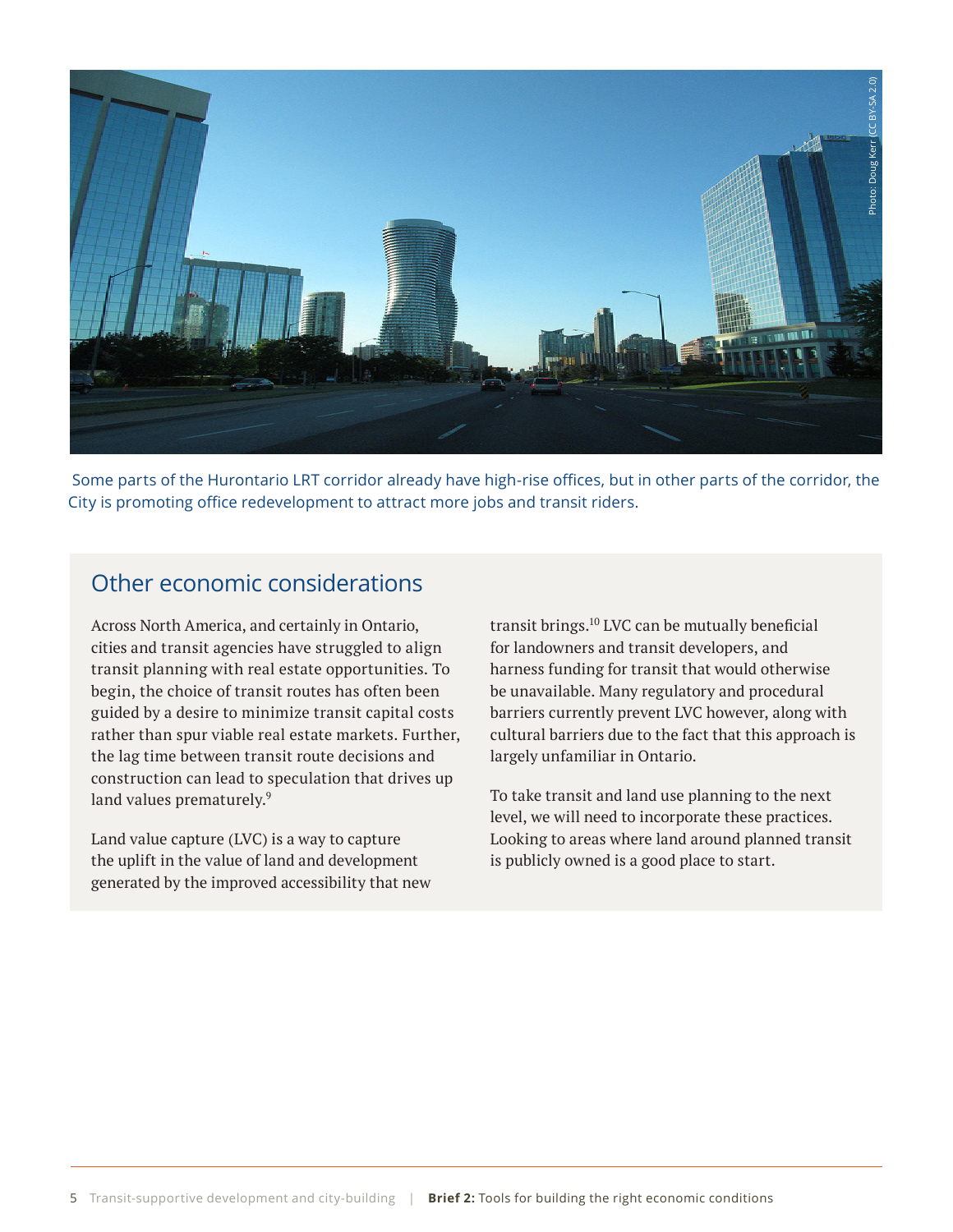Some parts of the Hurontario LRT corridor already have high-rise offices, but in other parts of the corridor, the City is promoting office redevelopment to attract more jobs and transit riders.

## Other economic considerations

Across North America, and certainly in Ontario, cities and transit agencies have struggled to align transit planning with real estate opportunities. To begin, the choice of transit routes has often been guided by a desire to minimize transit capital costs rather than spur viable real estate markets. Further, the lag time between transit route decisions and construction can lead to speculation that drives up land values prematurely.[9]

Land value capture (LVC) is a way to capture the uplift in the value of land and development generated by the improved accessibility that new transit brings.[10] LVC can be mutually beneficial for landowners and transit developers, and harness funding for transit that would otherwise be unavailable. Many regulatory and procedural barriers currently prevent LVC however, along with cultural barriers due to the fact that this approach is largely unfamiliar in Ontario.

To take transit and land use planning to the next level, we will need to incorporate these practices. Looking to areas where land around planned transit is publicly owned is a good place to start.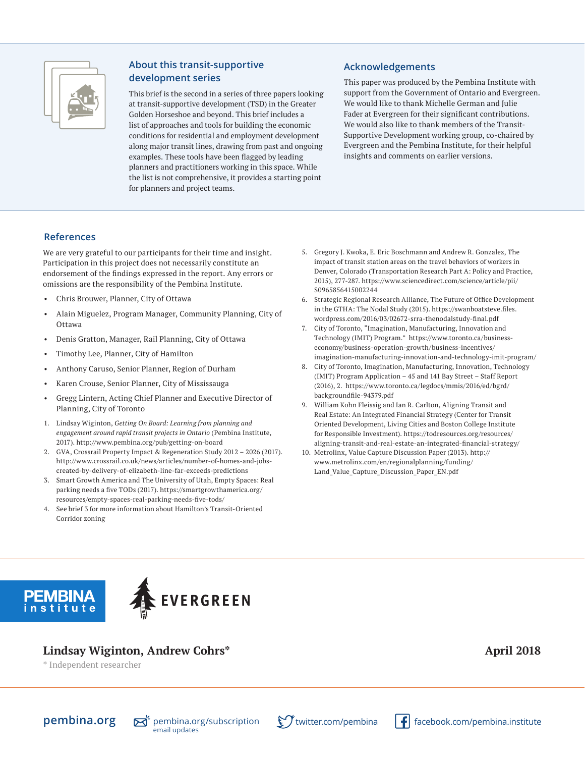## About this transit-supportive development series

This brief is the second in a series of three papers looking at transit-supportive development (TSD) in the Greater Golden Horseshoe and beyond. This brief includes a list of approaches and tools for building the economic conditions for residential and employment development along major transit lines, drawing from past and ongoing examples. These tools have been flagged by leading planners and practitioners working in this space. While the list is not comprehensive, it provides a starting point for planners and project teams.

## Acknowledgements

This paper was produced by the Pembina Institute with support from the Government of Ontario and Evergreen. We would like to thank Michelle German and Julie Fader at Evergreen for their significant contributions. We would also like to thank members of the Transit-Supportive Development working group, co-chaired by Evergreen and the Pembina Institute, for their helpful insights and comments on earlier versions.

## References

We are very grateful to our participants for their time and insight. Participation in this project does not necessarily constitute an endorsement of the findings expressed in the report. Any errors or omissions are the responsibility of the Pembina Institute.

- Chris Brouwer, Planner, City of Ottawa
- Alain Miguelez, Program Manager, Community Planning, City of Ottawa
- Denis Gratton, Manager, Rail Planning, City of Ottawa
- Timothy Lee, Planner, City of Hamilton
- Anthony Caruso, Senior Planner, Region of Durham
- Karen Crouse, Senior Planner, City of Mississauga
- Gregg Lintern, Acting Chief Planner and Executive Director of Planning, City of Toronto

1. Lindsay Wiginton, *Getting On Board: Learning from planning and engagement around rapid transit projects in Ontario* (Pembina Institute, 2017). http://www.pembina.org/pub/getting-on-board
2. GVA, Crossrail Property Impact & Regeneration Study 2012 – 2026 (2017). http://www.crossrail.co.uk/news/articles/number-of-homes-and-jobs-created-by-delivery-of-elizabeth-line-far-exceeds-predictions
3. Smart Growth America and The University of Utah, Empty Spaces: Real parking needs a five TODs (2017). https://smartgrowthamerica.org/resources/empty-spaces-real-parking-needs-five-tods/
4. See brief 3 for more information about Hamilton's Transit-Oriented Corridor zoning
5. Gregory J. Kwoka, E. Eric Boschmann and Andrew R. Gonzalez, The impact of transit station areas on the travel behaviors of workers in Denver, Colorado (Transportation Research Part A: Policy and Practice, 2015), 277-287. https://www.sciencedirect.com/science/article/pii/S0965856415002244
6. Strategic Regional Research Alliance, The Future of Office Development in the GTHA: The Nodal Study (2015). https://swanboatsteve.files.wordpress.com/2016/03/02672-srra-thenodalstudy-final.pdf
7. City of Toronto, "Imagination, Manufacturing, Innovation and Technology (IMIT) Program." https://www.toronto.ca/business-economy/business-operation-growth/business-incentives/imagination-manufacturing-innovation-and-technology-imit-program/
8. City of Toronto, Imagination, Manufacturing, Innovation, Technology (IMIT) Program Application – 45 and 141 Bay Street – Staff Report (2016), 2. https://www.toronto.ca/legdocs/mmis/2016/ed/bgrd/backgroundfile-94379.pdf
9. William Kohn Fleissig and Ian R. Carlton, Aligning Transit and Real Estate: An Integrated Financial Strategy (Center for Transit Oriented Development, Living Cities and Boston College Institute for Responsible Investment). https://todresources.org/resources/aligning-transit-and-real-estate-an-integrated-financial-strategy/
10. Metrolinx, Value Capture Discussion Paper (2013). http://www.metrolinx.com/en/regionalplanning/funding/Land_Value_Capture_Discussion_Paper_EN.pdf

PEMBINA institute

EVERGREEN

**Lindsay Wiginton, Andrew Cohrs***

\* Independent researcher

**April 2018**

pembina.org | pembina.org/subscription email updates | twitter.com/pembina | facebook.com/pembina.institute